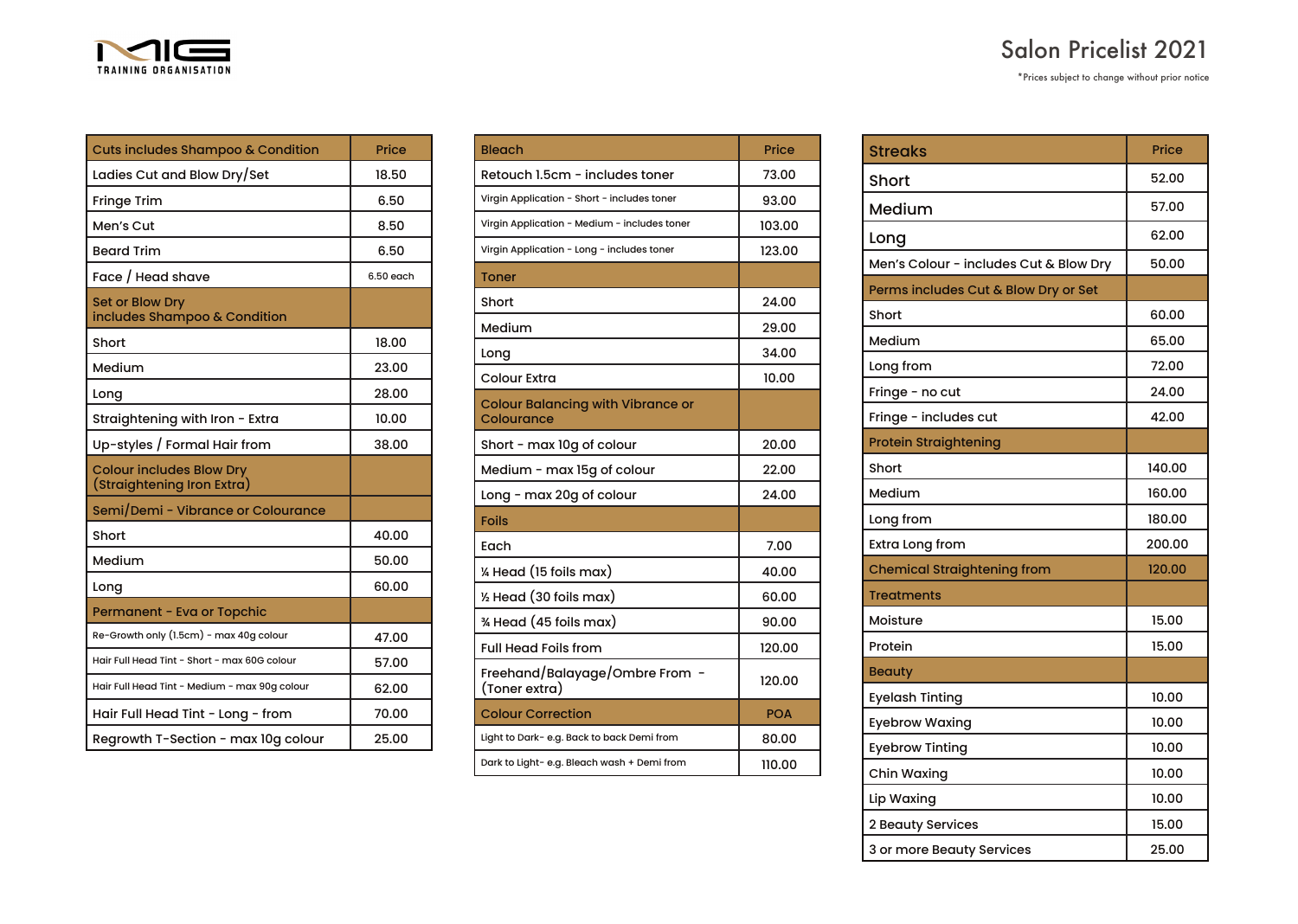MIG TRAINING ORGANISATION

# Salon Pricelist 2021

*Prices subject to change without prior notice

| Cuts includes Shampoo & Condition | Price |
|---|---|
| Ladies Cut and Blow Dry/Set | 18.50 |
| Fringe Trim | 6.50 |
| Men's Cut | 8.50 |
| Beard Trim | 6.50 |
| Face / Head shave | 6.50 each |
| **Set or Blow Dry includes Shampoo & Condition** | |
| Short | 18.00 |
| Medium | 23.00 |
| Long | 28.00 |
| Straightening with Iron - Extra | 10.00 |
| Up-styles / Formal Hair from | 38.00 |
| **Colour includes Blow Dry (Straightening Iron Extra)** | |
| **Semi/Demi - Vibrance or Colourance** | |
| Short | 40.00 |
| Medium | 50.00 |
| Long | 60.00 |
| **Permanent - Eva or Topchic** | |
| Re-Growth only (1.5cm) - max 40g colour | 47.00 |
| Hair Full Head Tint - Short - max 60G colour | 57.00 |
| Hair Full Head Tint - Medium - max 90g colour | 62.00 |
| Hair Full Head Tint - Long - from | 70.00 |
| Regrowth T-Section - max 10g colour | 25.00 |

| Bleach | Price |
|---|---|
| Retouch 1.5cm - includes toner | 73.00 |
| Virgin Application - Short - includes toner | 93.00 |
| Virgin Application - Medium - includes toner | 103.00 |
| Virgin Application - Long - includes toner | 123.00 |
| **Toner** | |
| Short | 24.00 |
| Medium | 29.00 |
| Long | 34.00 |
| Colour Extra | 10.00 |
| **Colour Balancing with Vibrance or Colourance** | |
| Short - max 10g of colour | 20.00 |
| Medium - max 15g of colour | 22.00 |
| Long - max 20g of colour | 24.00 |
| **Foils** | |
| Each | 7.00 |
| ¼ Head (15 foils max) | 40.00 |
| ½ Head (30 foils max) | 60.00 |
| ¾ Head (45 foils max) | 90.00 |
| Full Head Foils from | 120.00 |
| Freehand/Balayage/Ombre From - (Toner extra) | 120.00 |
| **Colour Correction** | **POA** |
| Light to Dark- e.g. Back to back Demi from | 80.00 |
| Dark to Light- e.g. Bleach wash + Demi from | 110.00 |

| Streaks | Price |
|---|---|
| Short | 52.00 |
| Medium | 57.00 |
| Long | 62.00 |
| Men's Colour - includes Cut & Blow Dry | 50.00 |
| **Perms includes Cut & Blow Dry or Set** | |
| Short | 60.00 |
| Medium | 65.00 |
| Long from | 72.00 |
| Fringe - no cut | 24.00 |
| Fringe - includes cut | 42.00 |
| **Protein Straightening** | |
| Short | 140.00 |
| Medium | 160.00 |
| Long from | 180.00 |
| Extra Long from | 200.00 |
| **Chemical Straightening from** | **120.00** |
| **Treatments** | |
| Moisture | 15.00 |
| Protein | 15.00 |
| **Beauty** | |
| Eyelash Tinting | 10.00 |
| Eyebrow Waxing | 10.00 |
| Eyebrow Tinting | 10.00 |
| Chin Waxing | 10.00 |
| Lip Waxing | 10.00 |
| 2 Beauty Services | 15.00 |
| 3 or more Beauty Services | 25.00 |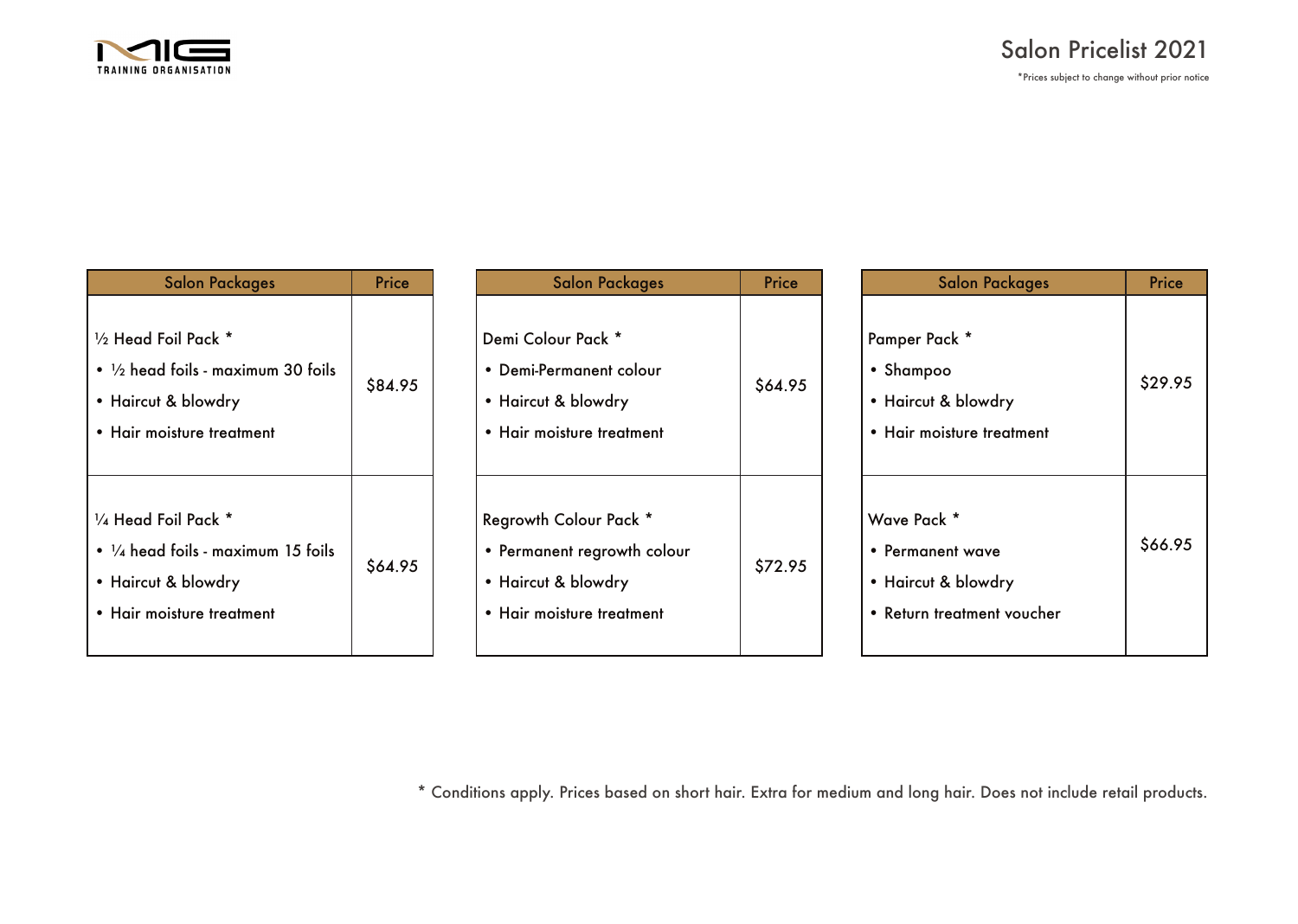MIG TRAINING ORGANISATION

# Salon Pricelist 2021

*Prices subject to change without prior notice

| Salon Packages | Price |
|---|---|
| ½ Head Foil Pack *<br>• ½ head foils - maximum 30 foils<br>• Haircut & blowdry<br>• Hair moisture treatment | $84.95 |
| ¼ Head Foil Pack *<br>• ¼ head foils - maximum 15 foils<br>• Haircut & blowdry<br>• Hair moisture treatment | $64.95 |

| Salon Packages | Price |
|---|---|
| Demi Colour Pack *<br>• Demi-Permanent colour<br>• Haircut & blowdry<br>• Hair moisture treatment | $64.95 |
| Regrowth Colour Pack *<br>• Permanent regrowth colour<br>• Haircut & blowdry<br>• Hair moisture treatment | $72.95 |

| Salon Packages | Price |
|---|---|
| Pamper Pack *<br>• Shampoo<br>• Haircut & blowdry<br>• Hair moisture treatment | $29.95 |
| Wave Pack *<br>• Permanent wave<br>• Haircut & blowdry<br>• Return treatment voucher | $66.95 |

* Conditions apply. Prices based on short hair. Extra for medium and long hair. Does not include retail products.